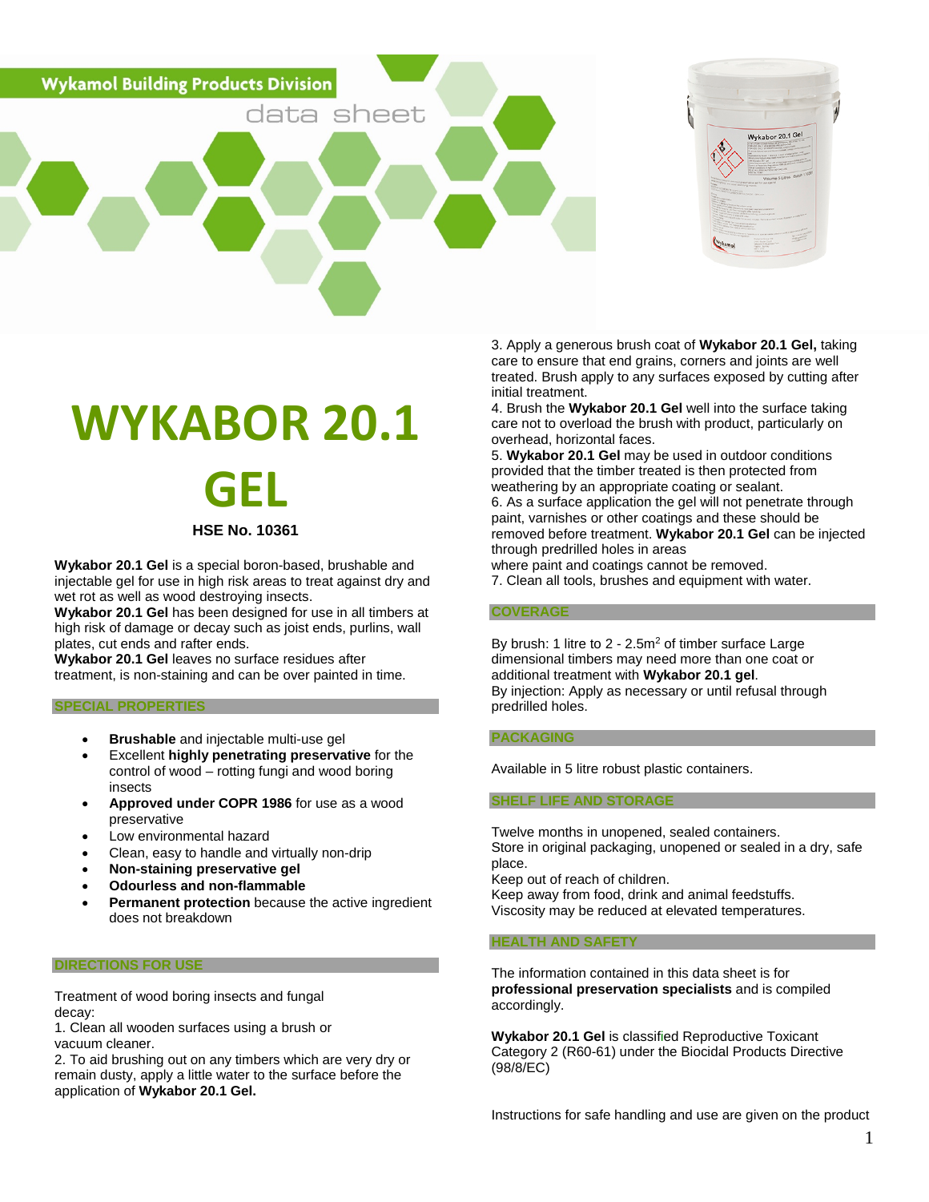Wykamol Building Products Division

data sheet

# WYKABOR 20.1 GEL

**HSE No. 10361**

**Wykabor 20.1 Gel** is a special boron-based, brushable and injectable gel for use in high risk areas to treat against dry and wet rot as well as wood destroying insects.
**Wykabor 20.1 Gel** has been designed for use in all timbers at high risk of damage or decay such as joist ends, purlins, wall plates, cut ends and rafter ends.
**Wykabor 20.1 Gel** leaves no surface residues after treatment, is non-staining and can be over painted in time.

## SPECIAL PROPERTIES

- **Brushable** and injectable multi-use gel
- Excellent **highly penetrating preservative** for the control of wood – rotting fungi and wood boring insects
- **Approved under COPR 1986** for use as a wood preservative
- Low environmental hazard
- Clean, easy to handle and virtually non-drip
- **Non-staining preservative gel**
- **Odourless and non-flammable**
- **Permanent protection** because the active ingredient does not breakdown

## DIRECTIONS FOR USE

Treatment of wood boring insects and fungal decay:
1. Clean all wooden surfaces using a brush or vacuum cleaner.
2. To aid brushing out on any timbers which are very dry or remain dusty, apply a little water to the surface before the application of **Wykabor 20.1 Gel.**
3. Apply a generous brush coat of **Wykabor 20.1 Gel,** taking care to ensure that end grains, corners and joints are well treated. Brush apply to any surfaces exposed by cutting after initial treatment.
4. Brush the **Wykabor 20.1 Gel** well into the surface taking care not to overload the brush with product, particularly on overhead, horizontal faces.
5. **Wykabor 20.1 Gel** may be used in outdoor conditions provided that the timber treated is then protected from weathering by an appropriate coating or sealant.
6. As a surface application the gel will not penetrate through paint, varnishes or other coatings and these should be removed before treatment. **Wykabor 20.1 Gel** can be injected through predrilled holes in areas where paint and coatings cannot be removed.
7. Clean all tools, brushes and equipment with water.

## COVERAGE

By brush: 1 litre to 2 - 2.5m$^2$ of timber surface Large dimensional timbers may need more than one coat or additional treatment with **Wykabor 20.1 gel**.
By injection: Apply as necessary or until refusal through predrilled holes.

## PACKAGING

Available in 5 litre robust plastic containers.

## SHELF LIFE AND STORAGE

Twelve months in unopened, sealed containers.
Store in original packaging, unopened or sealed in a dry, safe place.
Keep out of reach of children.
Keep away from food, drink and animal feedstuffs.
Viscosity may be reduced at elevated temperatures.

## HEALTH AND SAFETY

The information contained in this data sheet is for **professional preservation specialists** and is compiled accordingly.

**Wykabor 20.1 Gel** is classified Reproductive Toxicant Category 2 (R60-61) under the Biocidal Products Directive (98/8/EC)

Instructions for safe handling and use are given on the product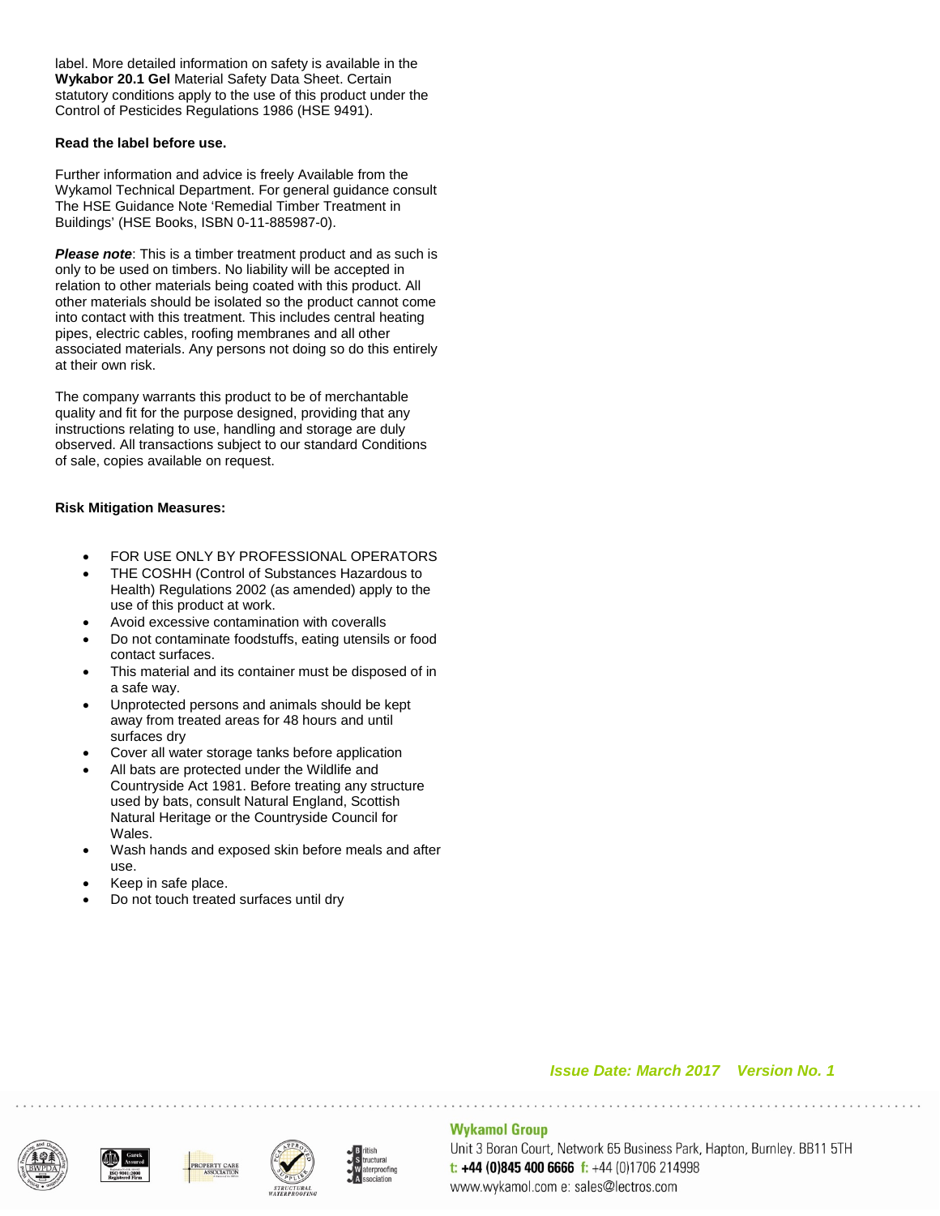label. More detailed information on safety is available in the **Wykabor 20.1 Gel** Material Safety Data Sheet. Certain statutory conditions apply to the use of this product under the Control of Pesticides Regulations 1986 (HSE 9491).

**Read the label before use.**

Further information and advice is freely Available from the Wykamol Technical Department. For general guidance consult The HSE Guidance Note 'Remedial Timber Treatment in Buildings' (HSE Books, ISBN 0-11-885987-0).

***Please note***: This is a timber treatment product and as such is only to be used on timbers. No liability will be accepted in relation to other materials being coated with this product. All other materials should be isolated so the product cannot come into contact with this treatment. This includes central heating pipes, electric cables, roofing membranes and all other associated materials. Any persons not doing so do this entirely at their own risk.

The company warrants this product to be of merchantable quality and fit for the purpose designed, providing that any instructions relating to use, handling and storage are duly observed. All transactions subject to our standard Conditions of sale, copies available on request.

**Risk Mitigation Measures:**

- FOR USE ONLY BY PROFESSIONAL OPERATORS
- THE COSHH (Control of Substances Hazardous to Health) Regulations 2002 (as amended) apply to the use of this product at work.
- Avoid excessive contamination with coveralls
- Do not contaminate foodstuffs, eating utensils or food contact surfaces.
- This material and its container must be disposed of in a safe way.
- Unprotected persons and animals should be kept away from treated areas for 48 hours and until surfaces dry
- Cover all water storage tanks before application
- All bats are protected under the Wildlife and Countryside Act 1981. Before treating any structure used by bats, consult Natural England, Scottish Natural Heritage or the Countryside Council for Wales.
- Wash hands and exposed skin before meals and after use.
- Keep in safe place.
- Do not touch treated surfaces until dry

*Issue Date: March 2017 Version No. 1*

**Wykamol Group**
Unit 3 Boran Court, Network 65 Business Park, Hapton, Burnley. BB11 5TH
t: **+44 (0)845 400 6666** f: +44 (0)1706 214998
www.wykamol.com e: sales@lectros.com